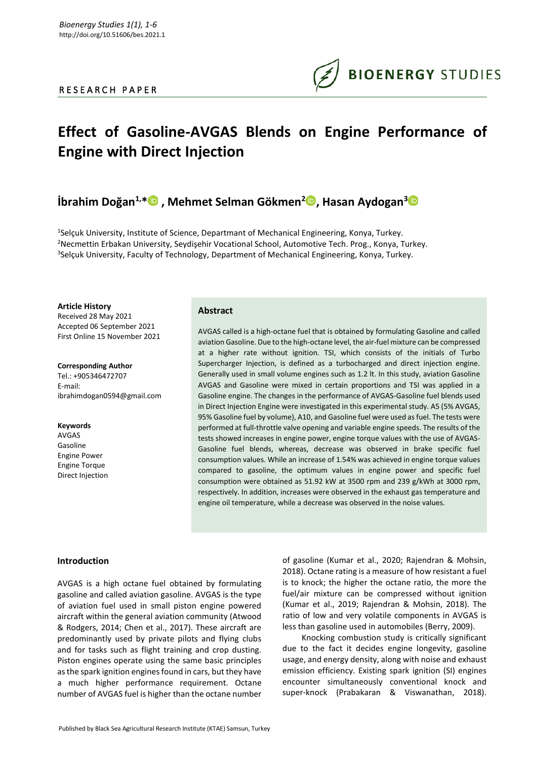RESEARCH PAPER

# Effect of Gasoline-AVGAS Blends on Engine Performance of Engine with Direct Injection

**İbrahim Doğan[1,*], Mehmet Selman Gökmen[2], Hasan Aydogan[3]**

[1]Selçuk University, Institute of Science, Departmant of Mechanical Engineering, Konya, Turkey.
[2]Necmettin Erbakan University, Seydişehir Vocational School, Automotive Tech. Prog., Konya, Turkey.
[3]Selçuk University, Faculty of Technology, Department of Mechanical Engineering, Konya, Turkey.

**Article History**
Received 28 May 2021
Accepted 06 September 2021
First Online 15 November 2021

**Corresponding Author**
Tel.: +905346472707
E-mail:
ibrahimdogan0594@gmail.com

**Keywords**
AVGAS
Gasoline
Engine Power
Engine Torque
Direct Injection

## Abstract

AVGAS called is a high-octane fuel that is obtained by formulating Gasoline and called aviation Gasoline. Due to the high-octane level, the air-fuel mixture can be compressed at a higher rate without ignition. TSI, which consists of the initials of Turbo Supercharger Injection, is defined as a turbocharged and direct injection engine. Generally used in small volume engines such as 1.2 lt. In this study, aviation Gasoline AVGAS and Gasoline were mixed in certain proportions and TSI was applied in a Gasoline engine. The changes in the performance of AVGAS-Gasoline fuel blends used in Direct Injection Engine were investigated in this experimental study. A5 (5% AVGAS, 95% Gasoline fuel by volume), A10, and Gasoline fuel were used as fuel. The tests were performed at full-throttle valve opening and variable engine speeds. The results of the tests showed increases in engine power, engine torque values with the use of AVGAS-Gasoline fuel blends, whereas, decrease was observed in brake specific fuel consumption values. While an increase of 1.54% was achieved in engine torque values compared to gasoline, the optimum values in engine power and specific fuel consumption were obtained as 51.92 kW at 3500 rpm and 239 g/kWh at 3000 rpm, respectively. In addition, increases were observed in the exhaust gas temperature and engine oil temperature, while a decrease was observed in the noise values.

## Introduction

AVGAS is a high octane fuel obtained by formulating gasoline and called aviation gasoline. AVGAS is the type of aviation fuel used in small piston engine powered aircraft within the general aviation community (Atwood & Rodgers, 2014; Chen et al., 2017). These aircraft are predominantly used by private pilots and flying clubs and for tasks such as flight training and crop dusting. Piston engines operate using the same basic principles as the spark ignition engines found in cars, but they have a much higher performance requirement. Octane number of AVGAS fuel is higher than the octane number of gasoline (Kumar et al., 2020; Rajendran & Mohsin, 2018). Octane rating is a measure of how resistant a fuel is to knock; the higher the octane ratio, the more the fuel/air mixture can be compressed without ignition (Kumar et al., 2019; Rajendran & Mohsin, 2018). The ratio of low and very volatile components in AVGAS is less than gasoline used in automobiles (Berry, 2009).

Knocking combustion study is critically significant due to the fact it decides engine longevity, gasoline usage, and energy density, along with noise and exhaust emission efficiency. Existing spark ignition (SI) engines encounter simultaneously conventional knock and super-knock (Prabakaran & Viswanathan, 2018).

Published by Black Sea Agricultural Research Institute (KTAE) Samsun, Turkey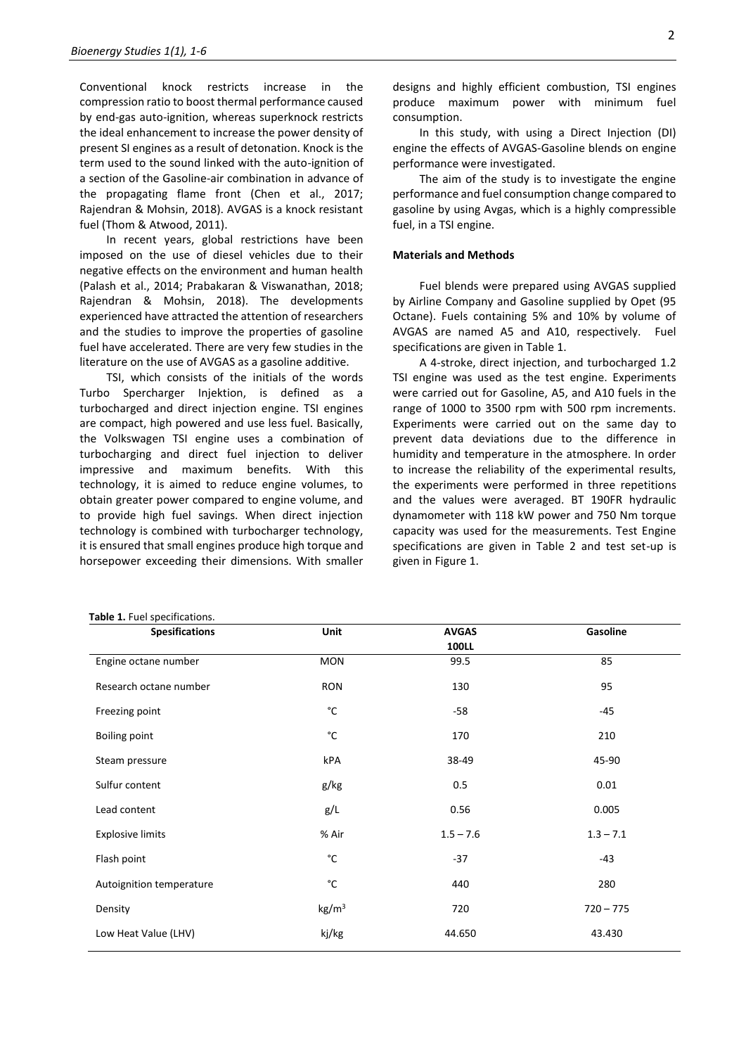Conventional knock restricts increase in the compression ratio to boost thermal performance caused by end-gas auto-ignition, whereas superknock restricts the ideal enhancement to increase the power density of present SI engines as a result of detonation. Knock is the term used to the sound linked with the auto-ignition of a section of the Gasoline-air combination in advance of the propagating flame front (Chen et al., 2017; Rajendran & Mohsin, 2018). AVGAS is a knock resistant fuel (Thom & Atwood, 2011).

In recent years, global restrictions have been imposed on the use of diesel vehicles due to their negative effects on the environment and human health (Palash et al., 2014; Prabakaran & Viswanathan, 2018; Rajendran & Mohsin, 2018). The developments experienced have attracted the attention of researchers and the studies to improve the properties of gasoline fuel have accelerated. There are very few studies in the literature on the use of AVGAS as a gasoline additive.

TSI, which consists of the initials of the words Turbo Spercharger Injektion, is defined as a turbocharged and direct injection engine. TSI engines are compact, high powered and use less fuel. Basically, the Volkswagen TSI engine uses a combination of turbocharging and direct fuel injection to deliver impressive and maximum benefits. With this technology, it is aimed to reduce engine volumes, to obtain greater power compared to engine volume, and to provide high fuel savings. When direct injection technology is combined with turbocharger technology, it is ensured that small engines produce high torque and horsepower exceeding their dimensions. With smaller designs and highly efficient combustion, TSI engines produce maximum power with minimum fuel consumption.

In this study, with using a Direct Injection (DI) engine the effects of AVGAS-Gasoline blends on engine performance were investigated.

The aim of the study is to investigate the engine performance and fuel consumption change compared to gasoline by using Avgas, which is a highly compressible fuel, in a TSI engine.

**Materials and Methods**

Fuel blends were prepared using AVGAS supplied by Airline Company and Gasoline supplied by Opet (95 Octane). Fuels containing 5% and 10% by volume of AVGAS are named A5 and A10, respectively. Fuel specifications are given in Table 1.

A 4-stroke, direct injection, and turbocharged 1.2 TSI engine was used as the test engine. Experiments were carried out for Gasoline, A5, and A10 fuels in the range of 1000 to 3500 rpm with 500 rpm increments. Experiments were carried out on the same day to prevent data deviations due to the difference in humidity and temperature in the atmosphere. In order to increase the reliability of the experimental results, the experiments were performed in three repetitions and the values were averaged. BT 190FR hydraulic dynamometer with 118 kW power and 750 Nm torque capacity was used for the measurements. Test Engine specifications are given in Table 2 and test set-up is given in Figure 1.

**Table 1.** Fuel specifications.

| Spesifications | Unit | AVGAS 100LL | Gasoline |
|---|---|---|---|
| Engine octane number | MON | 99.5 | 85 |
| Research octane number | RON | 130 | 95 |
| Freezing point | °C | -58 | -45 |
| Boiling point | °C | 170 | 210 |
| Steam pressure | kPA | 38-49 | 45-90 |
| Sulfur content | g/kg | 0.5 | 0.01 |
| Lead content | g/L | 0.56 | 0.005 |
| Explosive limits | % Air | 1.5 – 7.6 | 1.3 – 7.1 |
| Flash point | °C | -37 | -43 |
| Autoignition temperature | °C | 440 | 280 |
| Density | kg/m$^3$ | 720 | 720 – 775 |
| Low Heat Value (LHV) | kj/kg | 44.650 | 43.430 |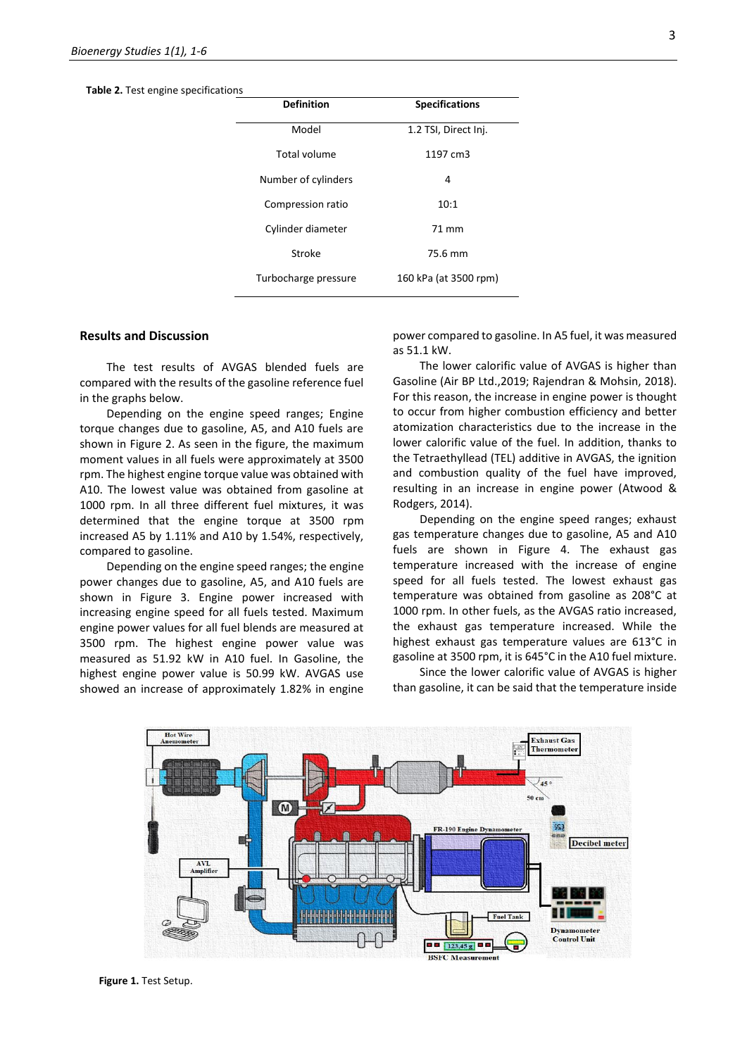**Table 2.** Test engine specifications

| Definition | Specifications |
|---|---|
| Model | 1.2 TSI, Direct Inj. |
| Total volume | 1197 cm3 |
| Number of cylinders | 4 |
| Compression ratio | 10:1 |
| Cylinder diameter | 71 mm |
| Stroke | 75.6 mm |
| Turbocharge pressure | 160 kPa (at 3500 rpm) |

## Results and Discussion

The test results of AVGAS blended fuels are compared with the results of the gasoline reference fuel in the graphs below.

Depending on the engine speed ranges; Engine torque changes due to gasoline, A5, and A10 fuels are shown in Figure 2. As seen in the figure, the maximum moment values in all fuels were approximately at 3500 rpm. The highest engine torque value was obtained with A10. The lowest value was obtained from gasoline at 1000 rpm. In all three different fuel mixtures, it was determined that the engine torque at 3500 rpm increased A5 by 1.11% and A10 by 1.54%, respectively, compared to gasoline.

Depending on the engine speed ranges; the engine power changes due to gasoline, A5, and A10 fuels are shown in Figure 3. Engine power increased with increasing engine speed for all fuels tested. Maximum engine power values for all fuel blends are measured at 3500 rpm. The highest engine power value was measured as 51.92 kW in A10 fuel. In Gasoline, the highest engine power value is 50.99 kW. AVGAS use showed an increase of approximately 1.82% in engine power compared to gasoline. In A5 fuel, it was measured as 51.1 kW.

The lower calorific value of AVGAS is higher than Gasoline (Air BP Ltd.,2019; Rajendran & Mohsin, 2018). For this reason, the increase in engine power is thought to occur from higher combustion efficiency and better atomization characteristics due to the increase in the lower calorific value of the fuel. In addition, thanks to the Tetraethyllead (TEL) additive in AVGAS, the ignition and combustion quality of the fuel have improved, resulting in an increase in engine power (Atwood & Rodgers, 2014).

Depending on the engine speed ranges; exhaust gas temperature changes due to gasoline, A5 and A10 fuels are shown in Figure 4. The exhaust gas temperature increased with the increase of engine speed for all fuels tested. The lowest exhaust gas temperature was obtained from gasoline as 208°C at 1000 rpm. In other fuels, as the AVGAS ratio increased, the exhaust gas temperature increased. While the highest exhaust gas temperature values are 613°C in gasoline at 3500 rpm, it is 645°C in the A10 fuel mixture.

Since the lower calorific value of AVGAS is higher than gasoline, it can be said that the temperature inside

**Figure 1.** Test Setup.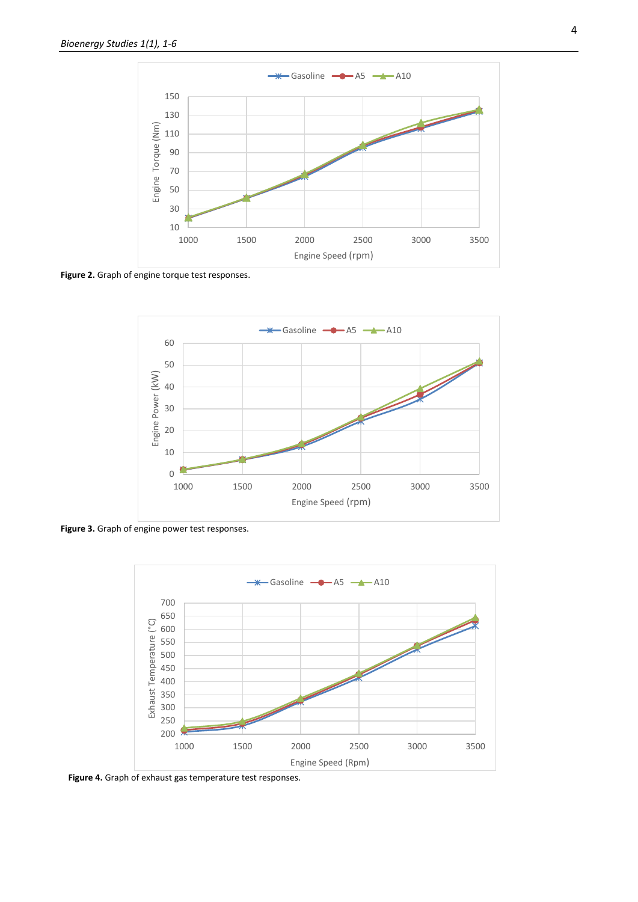Figure 2. Graph of engine torque test responses.

Figure 3. Graph of engine power test responses.

Figure 4. Graph of exhaust gas temperature test responses.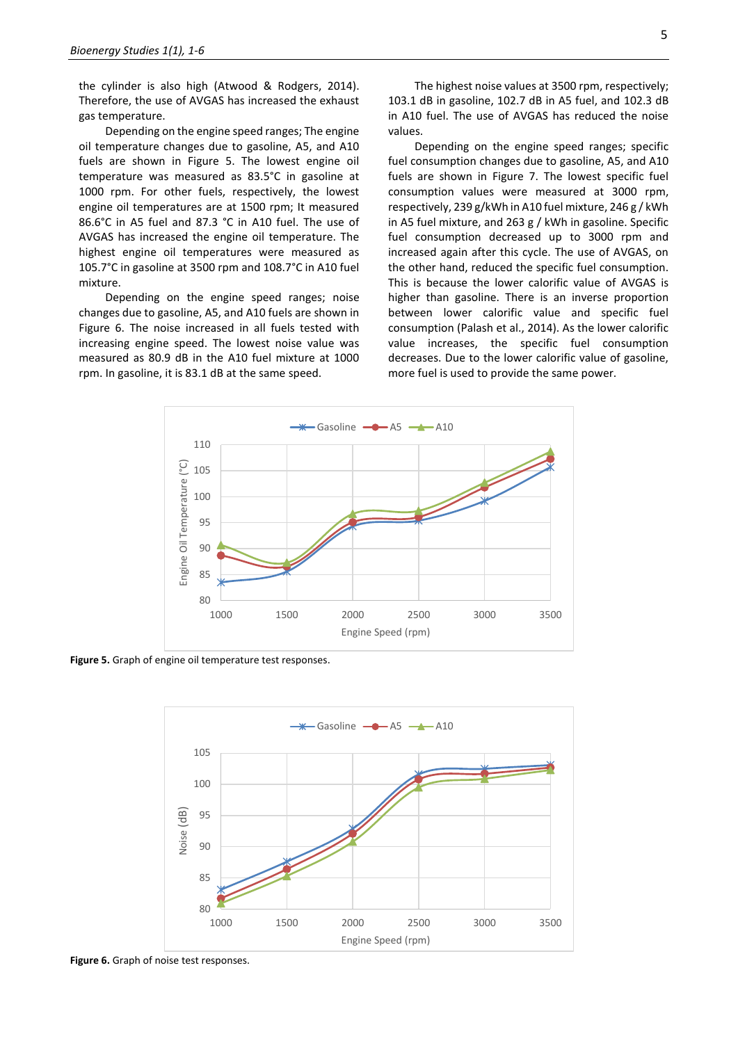the cylinder is also high (Atwood & Rodgers, 2014). Therefore, the use of AVGAS has increased the exhaust gas temperature.

Depending on the engine speed ranges; The engine oil temperature changes due to gasoline, A5, and A10 fuels are shown in Figure 5. The lowest engine oil temperature was measured as 83.5°C in gasoline at 1000 rpm. For other fuels, respectively, the lowest engine oil temperatures are at 1500 rpm; It measured 86.6°C in A5 fuel and 87.3 °C in A10 fuel. The use of AVGAS has increased the engine oil temperature. The highest engine oil temperatures were measured as 105.7°C in gasoline at 3500 rpm and 108.7°C in A10 fuel mixture.

Depending on the engine speed ranges; noise changes due to gasoline, A5, and A10 fuels are shown in Figure 6. The noise increased in all fuels tested with increasing engine speed. The lowest noise value was measured as 80.9 dB in the A10 fuel mixture at 1000 rpm. In gasoline, it is 83.1 dB at the same speed.

The highest noise values at 3500 rpm, respectively; 103.1 dB in gasoline, 102.7 dB in A5 fuel, and 102.3 dB in A10 fuel. The use of AVGAS has reduced the noise values.

Depending on the engine speed ranges; specific fuel consumption changes due to gasoline, A5, and A10 fuels are shown in Figure 7. The lowest specific fuel consumption values were measured at 3000 rpm, respectively, 239 g/kWh in A10 fuel mixture, 246 g / kWh in A5 fuel mixture, and 263 g / kWh in gasoline. Specific fuel consumption decreased up to 3000 rpm and increased again after this cycle. The use of AVGAS, on the other hand, reduced the specific fuel consumption. This is because the lower calorific value of AVGAS is higher than gasoline. There is an inverse proportion between lower calorific value and specific fuel consumption (Palash et al., 2014). As the lower calorific value increases, the specific fuel consumption decreases. Due to the lower calorific value of gasoline, more fuel is used to provide the same power.

**Figure 5.** Graph of engine oil temperature test responses.

**Figure 6.** Graph of noise test responses.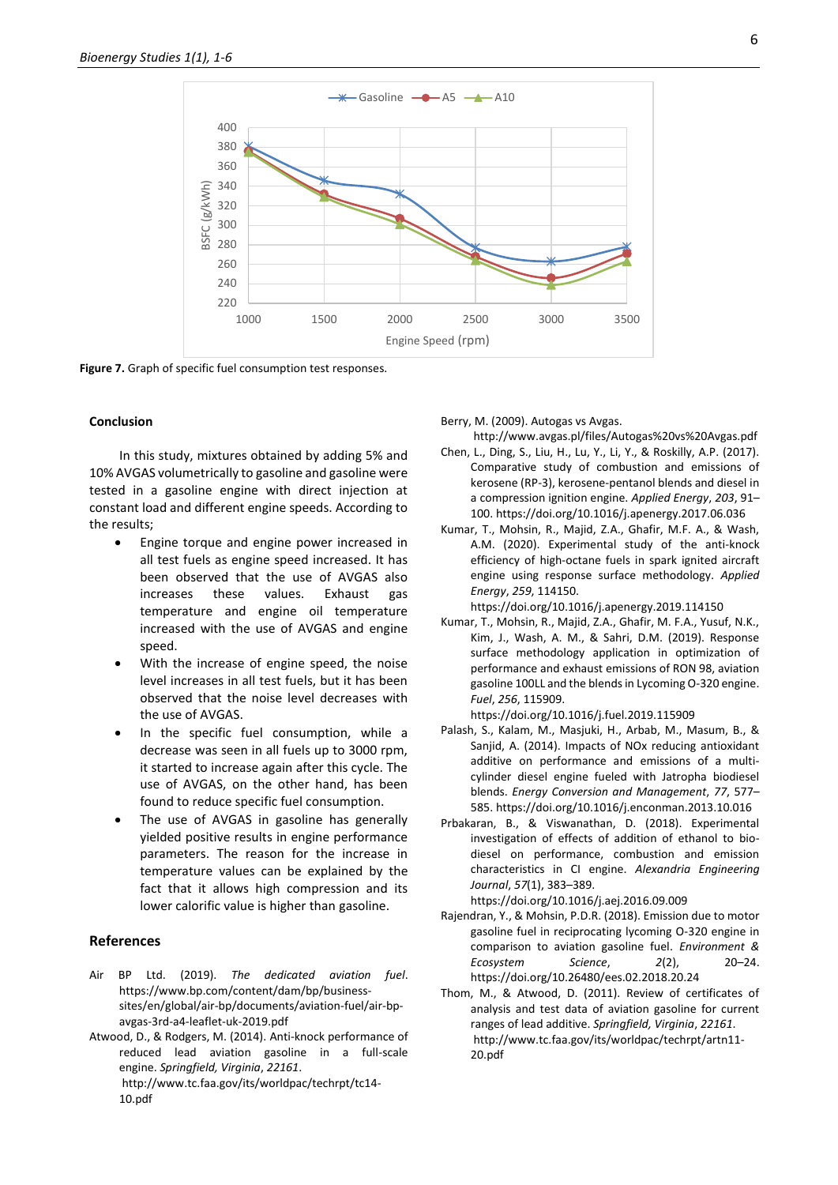Gasoline
A5
A10

400
380
360
340
320
300
280
260
240
220

BSFC (g/kWh)

1000
1500
2000
2500
3000
3500

Engine Speed (rpm)

**Figure 7.** Graph of specific fuel consumption test responses.

### Conclusion

In this study, mixtures obtained by adding 5% and 10% AVGAS volumetrically to gasoline and gasoline were tested in a gasoline engine with direct injection at constant load and different engine speeds. According to the results;

- Engine torque and engine power increased in all test fuels as engine speed increased. It has been observed that the use of AVGAS also increases these values. Exhaust gas temperature and engine oil temperature increased with the use of AVGAS and engine speed.
- With the increase of engine speed, the noise level increases in all test fuels, but it has been observed that the noise level decreases with the use of AVGAS.
- In the specific fuel consumption, while a decrease was seen in all fuels up to 3000 rpm, it started to increase again after this cycle. The use of AVGAS, on the other hand, has been found to reduce specific fuel consumption.
- The use of AVGAS in gasoline has generally yielded positive results in engine performance parameters. The reason for the increase in temperature values can be explained by the fact that it allows high compression and its lower calorific value is higher than gasoline.

## References

Air BP Ltd. (2019). *The dedicated aviation fuel*. https://www.bp.com/content/dam/bp/business-sites/en/global/air-bp/documents/aviation-fuel/air-bp-avgas-3rd-a4-leaflet-uk-2019.pdf

Atwood, D., & Rodgers, M. (2014). Anti-knock performance of reduced lead aviation gasoline in a full-scale engine. *Springfield, Virginia*, *22161*. http://www.tc.faa.gov/its/worldpac/techrpt/tc14-10.pdf

Berry, M. (2009). Autogas vs Avgas. http://www.avgas.pl/files/Autogas%20vs%20Avgas.pdf

Chen, L., Ding, S., Liu, H., Lu, Y., Li, Y., & Roskilly, A.P. (2017). Comparative study of combustion and emissions of kerosene (RP-3), kerosene-pentanol blends and diesel in a compression ignition engine. *Applied Energy*, *203*, 91–100. https://doi.org/10.1016/j.apenergy.2017.06.036

Kumar, T., Mohsin, R., Majid, Z.A., Ghafir, M.F. A., & Wash, A.M. (2020). Experimental study of the anti-knock efficiency of high-octane fuels in spark ignited aircraft engine using response surface methodology. *Applied Energy*, *259*, 114150. https://doi.org/10.1016/j.apenergy.2019.114150

Kumar, T., Mohsin, R., Majid, Z.A., Ghafir, M. F.A., Yusuf, N.K., Kim, J., Wash, A. M., & Sahri, D.M. (2019). Response surface methodology application in optimization of performance and exhaust emissions of RON 98, aviation gasoline 100LL and the blends in Lycoming O-320 engine. *Fuel*, *256*, 115909. https://doi.org/10.1016/j.fuel.2019.115909

Palash, S., Kalam, M., Masjuki, H., Arbab, M., Masum, B., & Sanjid, A. (2014). Impacts of NOx reducing antioxidant additive on performance and emissions of a multi-cylinder diesel engine fueled with Jatropha biodiesel blends. *Energy Conversion and Management*, *77*, 577–585. https://doi.org/10.1016/j.enconman.2013.10.016

Prbakaran, B., & Viswanathan, D. (2018). Experimental investigation of effects of addition of ethanol to bio-diesel on performance, combustion and emission characteristics in CI engine. *Alexandria Engineering Journal*, *57*(1), 383–389. https://doi.org/10.1016/j.aej.2016.09.009

Rajendran, Y., & Mohsin, P.D.R. (2018). Emission due to motor gasoline fuel in reciprocating lycoming O-320 engine in comparison to aviation gasoline fuel. *Environment & Ecosystem Science*, *2*(2), 20–24. https://doi.org/10.26480/ees.02.2018.20.24

Thom, M., & Atwood, D. (2011). Review of certificates of analysis and test data of aviation gasoline for current ranges of lead additive. *Springfield, Virginia*, *22161*. http://www.tc.faa.gov/its/worldpac/techrpt/artn11-20.pdf